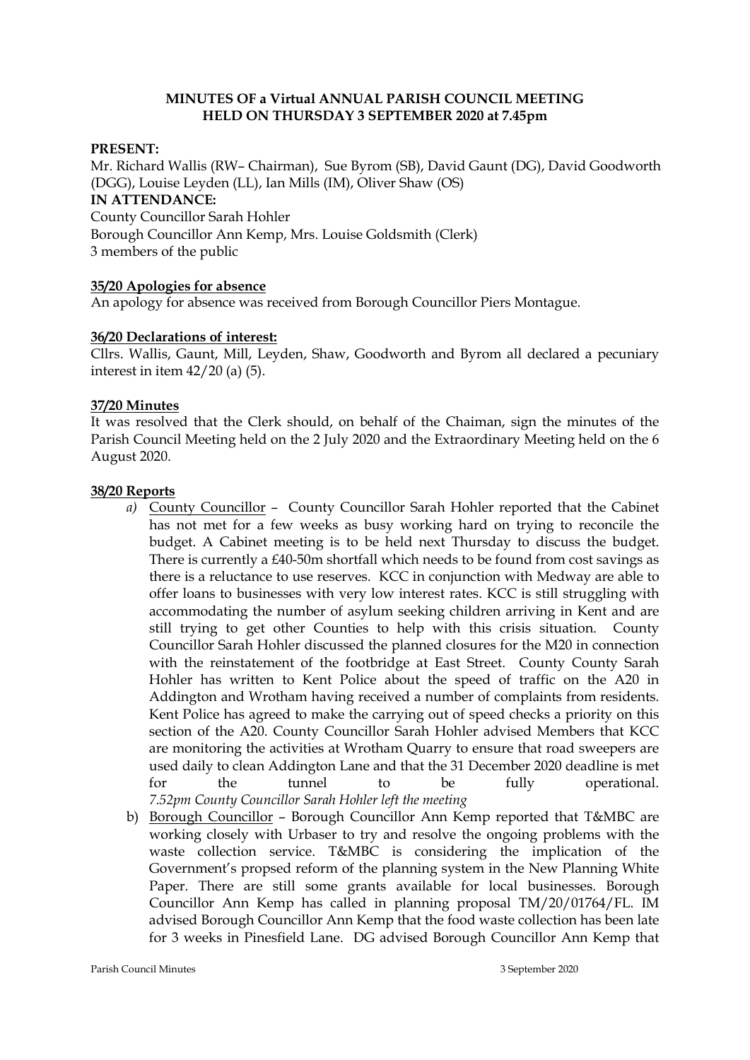**MINUTES OF a Virtual ANNUAL PARISH COUNCIL MEETING**
**HELD ON THURSDAY 3 SEPTEMBER 2020 at 7.45pm**

**PRESENT:**
Mr. Richard Wallis (RW– Chairman), Sue Byrom (SB), David Gaunt (DG), David Goodworth (DGG), Louise Leyden (LL), Ian Mills (IM), Oliver Shaw (OS)

**IN ATTENDANCE:**
County Councillor Sarah Hohler
Borough Councillor Ann Kemp, Mrs. Louise Goldsmith (Clerk)
3 members of the public

**35/20 Apologies for absence**

An apology for absence was received from Borough Councillor Piers Montague.

**36/20 Declarations of interest:**

Cllrs. Wallis, Gaunt, Mill, Leyden, Shaw, Goodworth and Byrom all declared a pecuniary interest in item 42/20 (a) (5).

**37/20 Minutes**

It was resolved that the Clerk should, on behalf of the Chaiman, sign the minutes of the Parish Council Meeting held on the 2 July 2020 and the Extraordinary Meeting held on the 6 August 2020.

**38/20 Reports**

*a)* County Councillor – County Councillor Sarah Hohler reported that the Cabinet has not met for a few weeks as busy working hard on trying to reconcile the budget. A Cabinet meeting is to be held next Thursday to discuss the budget. There is currently a £40-50m shortfall which needs to be found from cost savings as there is a reluctance to use reserves. KCC in conjunction with Medway are able to offer loans to businesses with very low interest rates. KCC is still struggling with accommodating the number of asylum seeking children arriving in Kent and are still trying to get other Counties to help with this crisis situation. County Councillor Sarah Hohler discussed the planned closures for the M20 in connection with the reinstatement of the footbridge at East Street. County County Sarah Hohler has written to Kent Police about the speed of traffic on the A20 in Addington and Wrotham having received a number of complaints from residents. Kent Police has agreed to make the carrying out of speed checks a priority on this section of the A20. County Councillor Sarah Hohler advised Members that KCC are monitoring the activities at Wrotham Quarry to ensure that road sweepers are used daily to clean Addington Lane and that the 31 December 2020 deadline is met for the tunnel to be fully operational.
*7.52pm County Councillor Sarah Hohler left the meeting*

b) Borough Councillor – Borough Councillor Ann Kemp reported that T&MBC are working closely with Urbaser to try and resolve the ongoing problems with the waste collection service. T&MBC is considering the implication of the Government's propsed reform of the planning system in the New Planning White Paper. There are still some grants available for local businesses. Borough Councillor Ann Kemp has called in planning proposal TM/20/01764/FL. IM advised Borough Councillor Ann Kemp that the food waste collection has been late for 3 weeks in Pinesfield Lane. DG advised Borough Councillor Ann Kemp that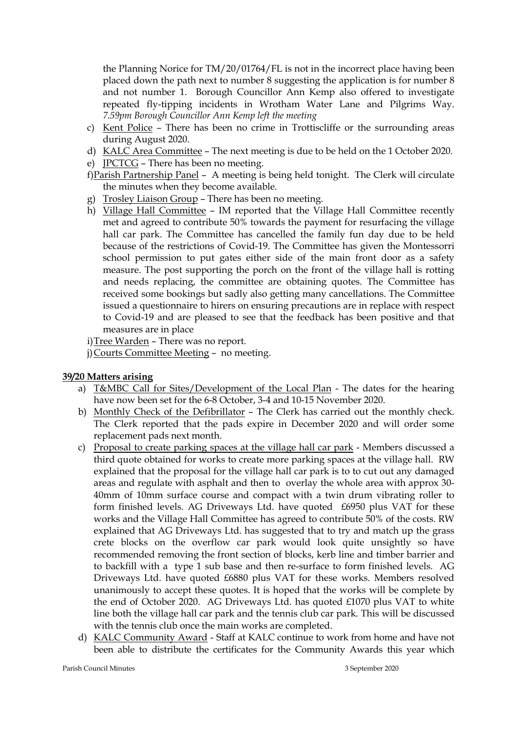the Planning Norice for TM/20/01764/FL is not in the incorrect place having been placed down the path next to number 8 suggesting the application is for number 8 and not number 1. Borough Councillor Ann Kemp also offered to investigate repeated fly-tipping incidents in Wrotham Water Lane and Pilgrims Way. *7.59pm Borough Councillor Ann Kemp left the meeting*

c) Kent Police – There has been no crime in Trottiscliffe or the surrounding areas during August 2020.
d) KALC Area Committee – The next meeting is due to be held on the 1 October 2020.
e) JPCTCG – There has been no meeting.
f) Parish Partnership Panel – A meeting is being held tonight. The Clerk will circulate the minutes when they become available.
g) Trosley Liaison Group – There has been no meeting.
h) Village Hall Committee – IM reported that the Village Hall Committee recently met and agreed to contribute 50% towards the payment for resurfacing the village hall car park. The Committee has cancelled the family fun day due to be held because of the restrictions of Covid-19. The Committee has given the Montessorri school permission to put gates either side of the main front door as a safety measure. The post supporting the porch on the front of the village hall is rotting and needs replacing, the committee are obtaining quotes. The Committee has received some bookings but sadly also getting many cancellations. The Committee issued a questionnaire to hirers on ensuring precautions are in replace with respect to Covid-19 and are pleased to see that the feedback has been positive and that measures are in place
i) Tree Warden – There was no report.
j) Courts Committee Meeting – no meeting.

**39/20 Matters arising**

a) T&MBC Call for Sites/Development of the Local Plan - The dates for the hearing have now been set for the 6-8 October, 3-4 and 10-15 November 2020.
b) Monthly Check of the Defibrillator – The Clerk has carried out the monthly check. The Clerk reported that the pads expire in December 2020 and will order some replacement pads next month.
c) Proposal to create parking spaces at the village hall car park - Members discussed a third quote obtained for works to create more parking spaces at the village hall. RW explained that the proposal for the village hall car park is to to cut out any damaged areas and regulate with asphalt and then to overlay the whole area with approx 30-40mm of 10mm surface course and compact with a twin drum vibrating roller to form finished levels. AG Driveways Ltd. have quoted £6950 plus VAT for these works and the Village Hall Committee has agreed to contribute 50% of the costs. RW explained that AG Driveways Ltd. has suggested that to try and match up the grass crete blocks on the overflow car park would look quite unsightly so have recommended removing the front section of blocks, kerb line and timber barrier and to backfill with a type 1 sub base and then re-surface to form finished levels. AG Driveways Ltd. have quoted £6880 plus VAT for these works. Members resolved unanimously to accept these quotes. It is hoped that the works will be complete by the end of October 2020. AG Driveways Ltd. has quoted £1070 plus VAT to white line both the village hall car park and the tennis club car park. This will be discussed with the tennis club once the main works are completed.
d) KALC Community Award - Staff at KALC continue to work from home and have not been able to distribute the certificates for the Community Awards this year which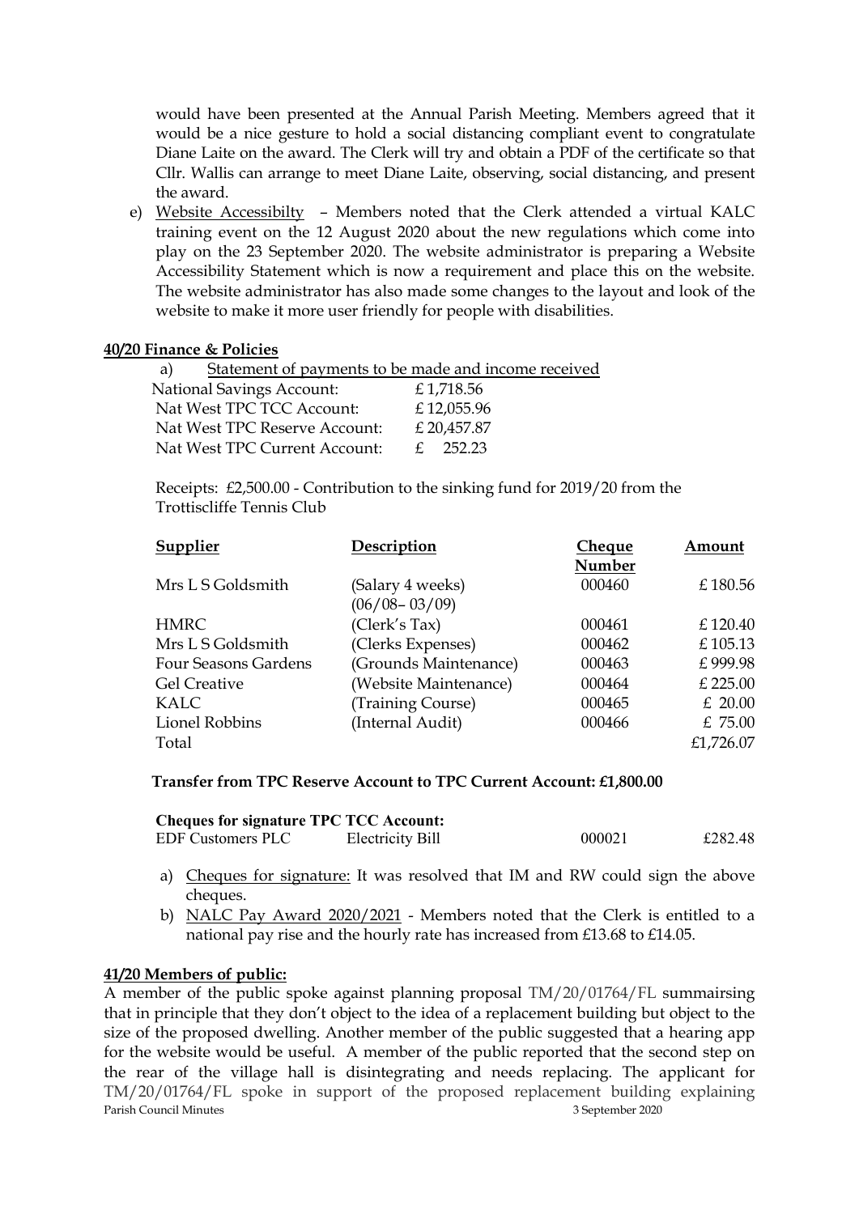would have been presented at the Annual Parish Meeting. Members agreed that it would be a nice gesture to hold a social distancing compliant event to congratulate Diane Laite on the award. The Clerk will try and obtain a PDF of the certificate so that Cllr. Wallis can arrange to meet Diane Laite, observing, social distancing, and present the award.

e) Website Accessibilty – Members noted that the Clerk attended a virtual KALC training event on the 12 August 2020 about the new regulations which come into play on the 23 September 2020. The website administrator is preparing a Website Accessibility Statement which is now a requirement and place this on the website. The website administrator has also made some changes to the layout and look of the website to make it more user friendly for people with disabilities.

**40/20 Finance & Policies**

a) Statement of payments to be made and income received

| | |
|---|---|
| National Savings Account: | £ 1,718.56 |
| Nat West TPC TCC Account: | £ 12,055.96 |
| Nat West TPC Reserve Account: | £ 20,457.87 |
| Nat West TPC Current Account: | £ 252.23 |

Receipts: £2,500.00 - Contribution to the sinking fund for 2019/20 from the Trottiscliffe Tennis Club

| Supplier | Description | Cheque Number | Amount |
|---|---|---|---|
| Mrs L S Goldsmith | (Salary 4 weeks) (06/08– 03/09) | 000460 | £ 180.56 |
| HMRC | (Clerk's Tax) | 000461 | £ 120.40 |
| Mrs L S Goldsmith | (Clerks Expenses) | 000462 | £ 105.13 |
| Four Seasons Gardens | (Grounds Maintenance) | 000463 | £ 999.98 |
| Gel Creative | (Website Maintenance) | 000464 | £ 225.00 |
| KALC | (Training Course) | 000465 | £ 20.00 |
| Lionel Robbins | (Internal Audit) | 000466 | £ 75.00 |
| Total | | | £1,726.07 |

**Transfer from TPC Reserve Account to TPC Current Account: £1,800.00**

**Cheques for signature TPC TCC Account:**

| | | | |
|---|---|---|---|
| EDF Customers PLC | Electricity Bill | 000021 | £282.48 |

a) Cheques for signature: It was resolved that IM and RW could sign the above cheques.

b) NALC Pay Award 2020/2021 - Members noted that the Clerk is entitled to a national pay rise and the hourly rate has increased from £13.68 to £14.05.

**41/20 Members of public:**

A member of the public spoke against planning proposal TM/20/01764/FL summairsing that in principle that they don't object to the idea of a replacement building but object to the size of the proposed dwelling. Another member of the public suggested that a hearing app for the website would be useful. A member of the public reported that the second step on the rear of the village hall is disintegrating and needs replacing. The applicant for TM/20/01764/FL spoke in support of the proposed replacement building explaining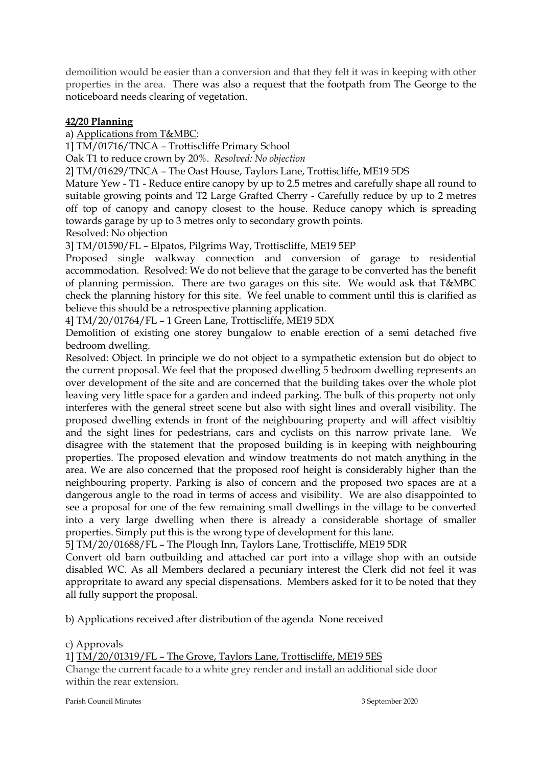demoilition would be easier than a conversion and that they felt it was in keeping with other properties in the area. There was also a request that the footpath from The George to the noticeboard needs clearing of vegetation.

**42/20 Planning**

a) Applications from T&MBC:

1] TM/01716/TNCA – Trottiscliffe Primary School

Oak T1 to reduce crown by 20%. *Resolved: No objection*

2] TM/01629/TNCA – The Oast House, Taylors Lane, Trottiscliffe, ME19 5DS

Mature Yew - T1 - Reduce entire canopy by up to 2.5 metres and carefully shape all round to suitable growing points and T2 Large Grafted Cherry - Carefully reduce by up to 2 metres off top of canopy and canopy closest to the house. Reduce canopy which is spreading towards garage by up to 3 metres only to secondary growth points.

Resolved: No objection

3] TM/01590/FL – Elpatos, Pilgrims Way, Trottiscliffe, ME19 5EP

Proposed single walkway connection and conversion of garage to residential accommodation. Resolved: We do not believe that the garage to be converted has the benefit of planning permission. There are two garages on this site. We would ask that T&MBC check the planning history for this site. We feel unable to comment until this is clarified as believe this should be a retrospective planning application.

4] TM/20/01764/FL – 1 Green Lane, Trottiscliffe, ME19 5DX

Demolition of existing one storey bungalow to enable erection of a semi detached five bedroom dwelling.

Resolved: Object. In principle we do not object to a sympathetic extension but do object to the current proposal. We feel that the proposed dwelling 5 bedroom dwelling represents an over development of the site and are concerned that the building takes over the whole plot leaving very little space for a garden and indeed parking. The bulk of this property not only interferes with the general street scene but also with sight lines and overall visibility. The proposed dwelling extends in front of the neighbouring property and will affect visibltiy and the sight lines for pedestrians, cars and cyclists on this narrow private lane. We disagree with the statement that the proposed building is in keeping with neighbouring properties. The proposed elevation and window treatments do not match anything in the area. We are also concerned that the proposed roof height is considerably higher than the neighbouring property. Parking is also of concern and the proposed two spaces are at a dangerous angle to the road in terms of access and visibility. We are also disappointed to see a proposal for one of the few remaining small dwellings in the village to be converted into a very large dwelling when there is already a considerable shortage of smaller properties. Simply put this is the wrong type of development for this lane.

5] TM/20/01688/FL – The Plough Inn, Taylors Lane, Trottiscliffe, ME19 5DR

Convert old barn outbuilding and attached car port into a village shop with an outside disabled WC. As all Members declared a pecuniary interest the Clerk did not feel it was appropritate to award any special dispensations. Members asked for it to be noted that they all fully support the proposal.

b) Applications received after distribution of the agenda None received

c) Approvals

1] TM/20/01319/FL – The Grove, Taylors Lane, Trottiscliffe, ME19 5ES

Change the current facade to a white grey render and install an additional side door within the rear extension.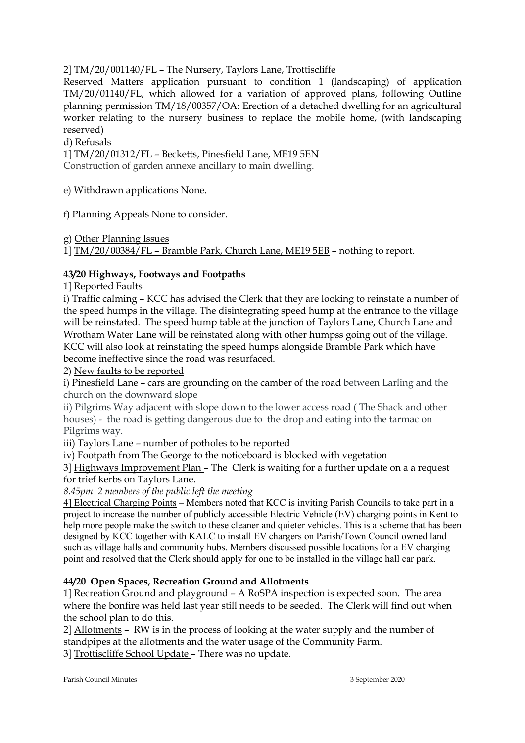2] TM/20/001140/FL – The Nursery, Taylors Lane, Trottiscliffe

Reserved Matters application pursuant to condition 1 (landscaping) of application TM/20/01140/FL, which allowed for a variation of approved plans, following Outline planning permission TM/18/00357/OA: Erection of a detached dwelling for an agricultural worker relating to the nursery business to replace the mobile home, (with landscaping reserved)

d) Refusals

1] TM/20/01312/FL – Becketts, Pinesfield Lane, ME19 5EN

Construction of garden annexe ancillary to main dwelling.

e) Withdrawn applications None.

f) Planning Appeals None to consider.

g) Other Planning Issues

1] TM/20/00384/FL – Bramble Park, Church Lane, ME19 5EB – nothing to report.

**43/20 Highways, Footways and Footpaths**

1] Reported Faults

i) Traffic calming – KCC has advised the Clerk that they are looking to reinstate a number of the speed humps in the village. The disintegrating speed hump at the entrance to the village will be reinstated. The speed hump table at the junction of Taylors Lane, Church Lane and Wrotham Water Lane will be reinstated along with other humpss going out of the village. KCC will also look at reinstating the speed humps alongside Bramble Park which have become ineffective since the road was resurfaced.

2) New faults to be reported

i) Pinesfield Lane – cars are grounding on the camber of the road between Larling and the church on the downward slope

ii) Pilgrims Way adjacent with slope down to the lower access road ( The Shack and other houses) - the road is getting dangerous due to the drop and eating into the tarmac on Pilgrims way.

iii) Taylors Lane – number of potholes to be reported

iv) Footpath from The George to the noticeboard is blocked with vegetation

3] Highways Improvement Plan – The Clerk is waiting for a further update on a a request for trief kerbs on Taylors Lane.

*8.45pm 2 members of the public left the meeting*

4] Electrical Charging Points – Members noted that KCC is inviting Parish Councils to take part in a project to increase the number of publicly accessible Electric Vehicle (EV) charging points in Kent to help more people make the switch to these cleaner and quieter vehicles. This is a scheme that has been designed by KCC together with KALC to install EV chargers on Parish/Town Council owned land such as village halls and community hubs. Members discussed possible locations for a EV charging point and resolved that the Clerk should apply for one to be installed in the village hall car park.

**44/20 Open Spaces, Recreation Ground and Allotments**

1] Recreation Ground and playground – A RoSPA inspection is expected soon. The area where the bonfire was held last year still needs to be seeded. The Clerk will find out when the school plan to do this.

2] Allotments – RW is in the process of looking at the water supply and the number of standpipes at the allotments and the water usage of the Community Farm.

3] Trottiscliffe School Update – There was no update.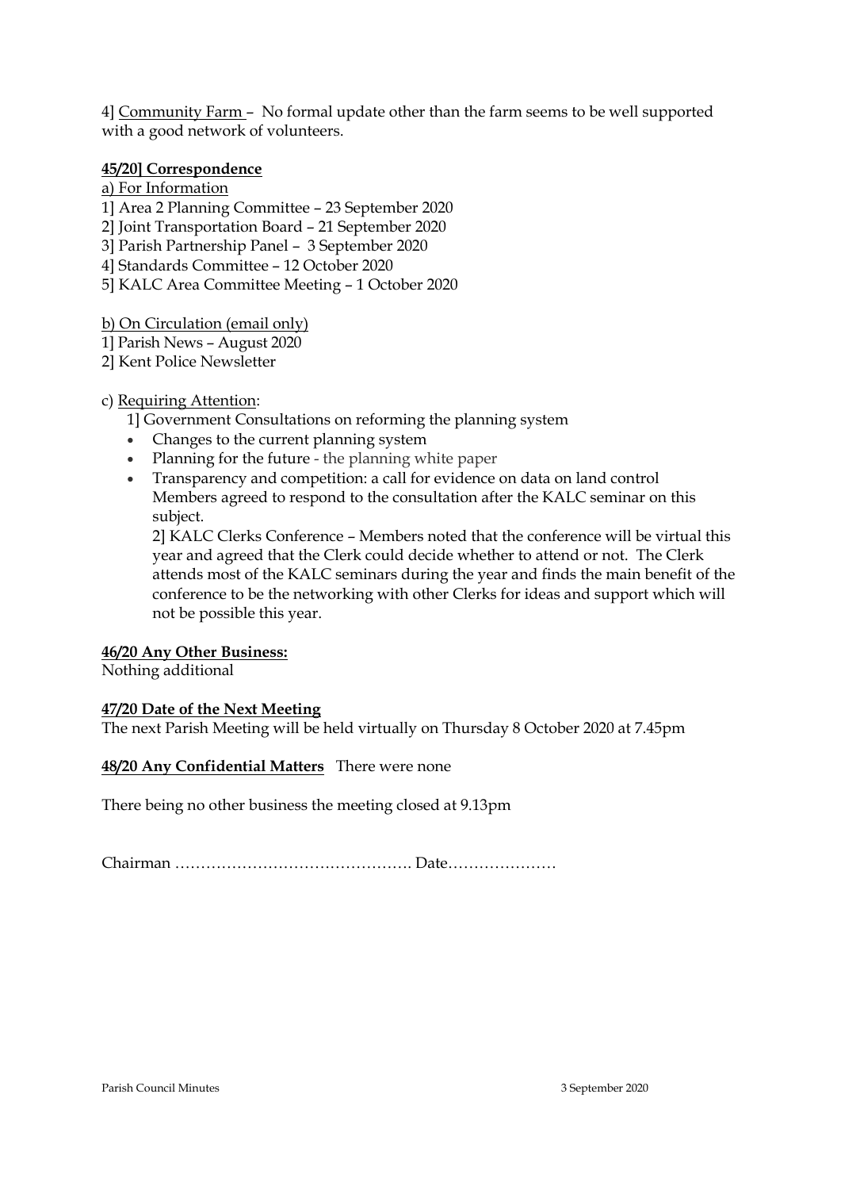4] Community Farm – No formal update other than the farm seems to be well supported with a good network of volunteers.

**45/20] Correspondence**

a) For Information

1] Area 2 Planning Committee – 23 September 2020
2] Joint Transportation Board – 21 September 2020
3] Parish Partnership Panel – 3 September 2020
4] Standards Committee – 12 October 2020
5] KALC Area Committee Meeting – 1 October 2020

b) On Circulation (email only)

1] Parish News – August 2020
2] Kent Police Newsletter

c) Requiring Attention:

1] Government Consultations on reforming the planning system

- Changes to the current planning system
- Planning for the future - the planning white paper
- Transparency and competition: a call for evidence on data on land control

Members agreed to respond to the consultation after the KALC seminar on this subject.

2] KALC Clerks Conference – Members noted that the conference will be virtual this year and agreed that the Clerk could decide whether to attend or not. The Clerk attends most of the KALC seminars during the year and finds the main benefit of the conference to be the networking with other Clerks for ideas and support which will not be possible this year.

**46/20 Any Other Business:**

Nothing additional

**47/20 Date of the Next Meeting**

The next Parish Meeting will be held virtually on Thursday 8 October 2020 at 7.45pm

**48/20 Any Confidential Matters** There were none

There being no other business the meeting closed at 9.13pm

Chairman ………………………………………. Date…………………